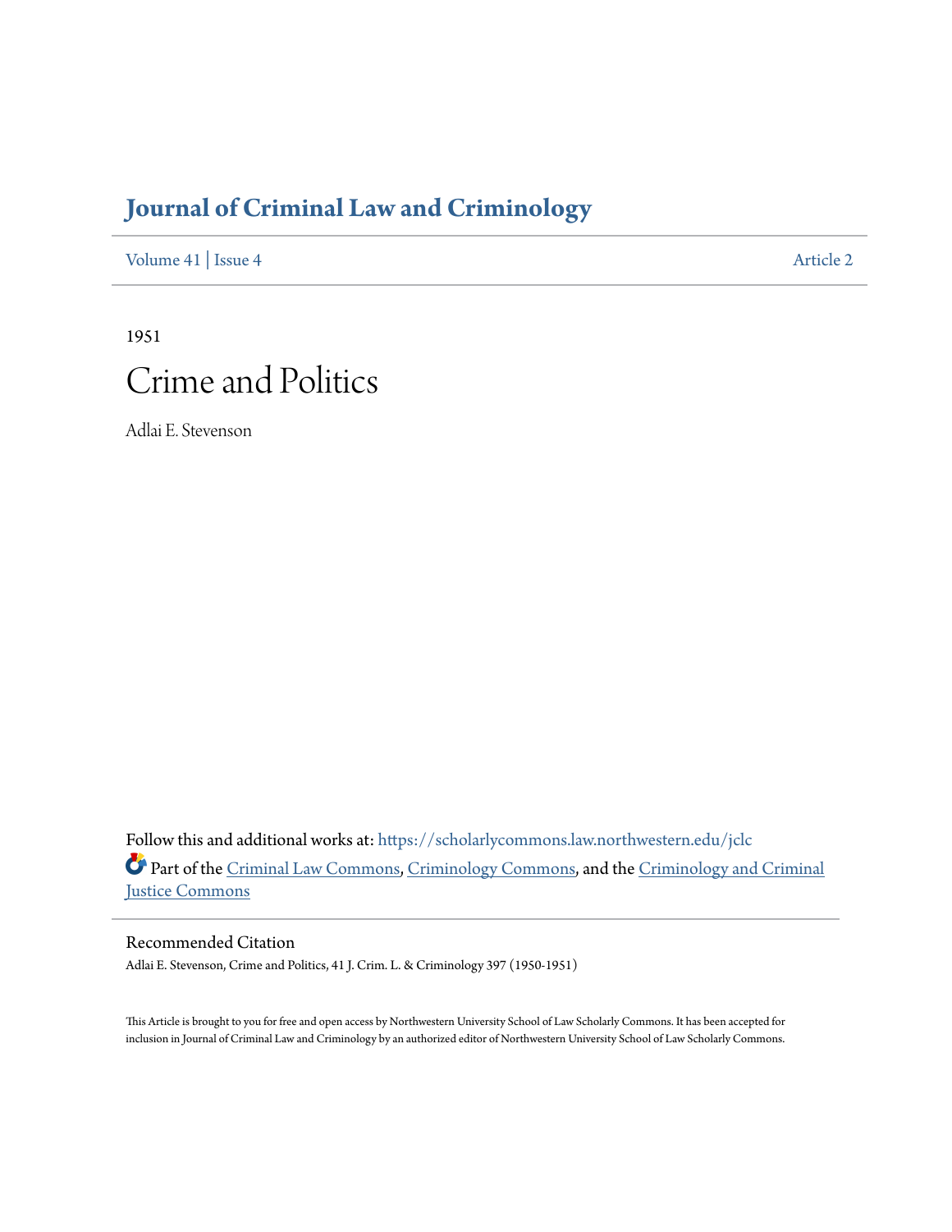# Journal of Criminal Law and Criminology

Volume 41 | Issue 4 Article 2

1951

# Crime and Politics

Adlai E. Stevenson

Follow this and additional works at: https://scholarlycommons.law.northwestern.edu/jclc

Part of the Criminal Law Commons, Criminology Commons, and the Criminology and Criminal Justice Commons

## Recommended Citation

Adlai E. Stevenson, Crime and Politics, 41 J. Crim. L. & Criminology 397 (1950-1951)

This Article is brought to you for free and open access by Northwestern University School of Law Scholarly Commons. It has been accepted for inclusion in Journal of Criminal Law and Criminology by an authorized editor of Northwestern University School of Law Scholarly Commons.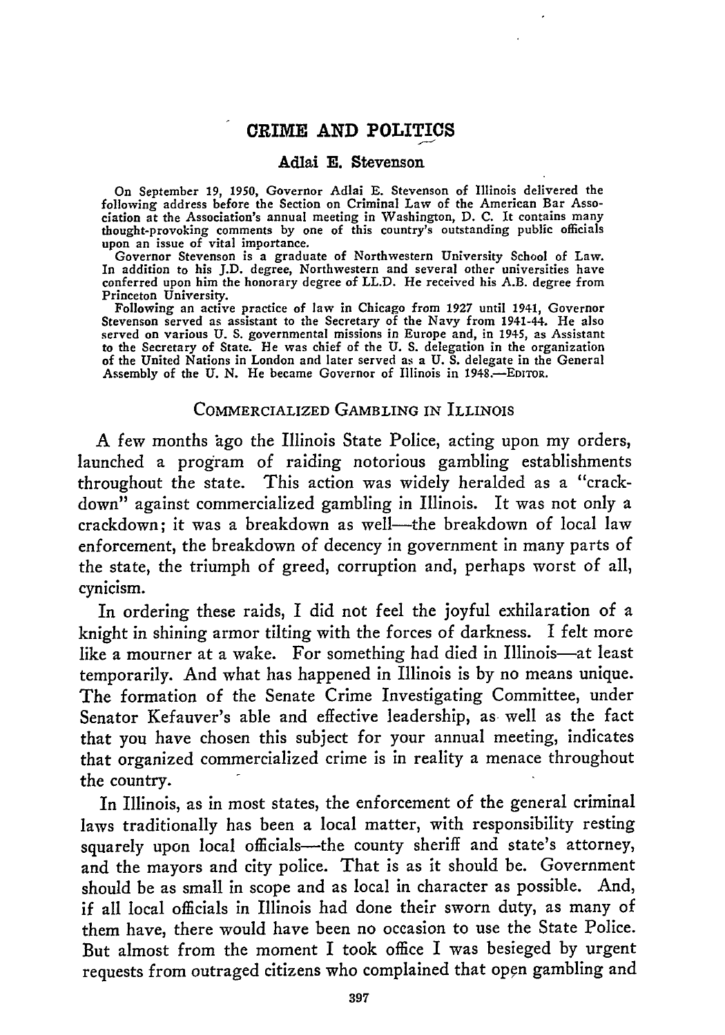# CRIME AND POLITICS

**Adlai E. Stevenson**

On September 19, 1950, Governor Adlai E. Stevenson of Illinois delivered the following address before the Section on Criminal Law of the American Bar Association at the Association's annual meeting in Washington, D. C. It contains many thought-provoking comments by one of this country's outstanding public officials upon an issue of vital importance.

Governor Stevenson is a graduate of Northwestern University School of Law. In addition to his J.D. degree, Northwestern and several other universities have conferred upon him the honorary degree of LL.D. He received his A.B. degree from Princeton University.

Following an active practice of law in Chicago from 1927 until 1941, Governor Stevenson served as assistant to the Secretary of the Navy from 1941-44. He also served on various U. S. governmental missions in Europe and, in 1945, as Assistant to the Secretary of State. He was chief of the U. S. delegation in the organization of the United Nations in London and later served as a U. S. delegate in the General Assembly of the U. N. He became Governor of Illinois in 1948.—EDITOR.

## COMMERCIALIZED GAMBLING IN ILLINOIS

A few months ago the Illinois State Police, acting upon my orders, launched a program of raiding notorious gambling establishments throughout the state. This action was widely heralded as a "crackdown" against commercialized gambling in Illinois. It was not only a crackdown; it was a breakdown as well—the breakdown of local law enforcement, the breakdown of decency in government in many parts of the state, the triumph of greed, corruption and, perhaps worst of all, cynicism.

In ordering these raids, I did not feel the joyful exhilaration of a knight in shining armor tilting with the forces of darkness. I felt more like a mourner at a wake. For something had died in Illinois—at least temporarily. And what has happened in Illinois is by no means unique. The formation of the Senate Crime Investigating Committee, under Senator Kefauver's able and effective leadership, as well as the fact that you have chosen this subject for your annual meeting, indicates that organized commercialized crime is in reality a menace throughout the country.

In Illinois, as in most states, the enforcement of the general criminal laws traditionally has been a local matter, with responsibility resting squarely upon local officials—the county sheriff and state's attorney, and the mayors and city police. That is as it should be. Government should be as small in scope and as local in character as possible. And, if all local officials in Illinois had done their sworn duty, as many of them have, there would have been no occasion to use the State Police. But almost from the moment I took office I was besieged by urgent requests from outraged citizens who complained that open gambling and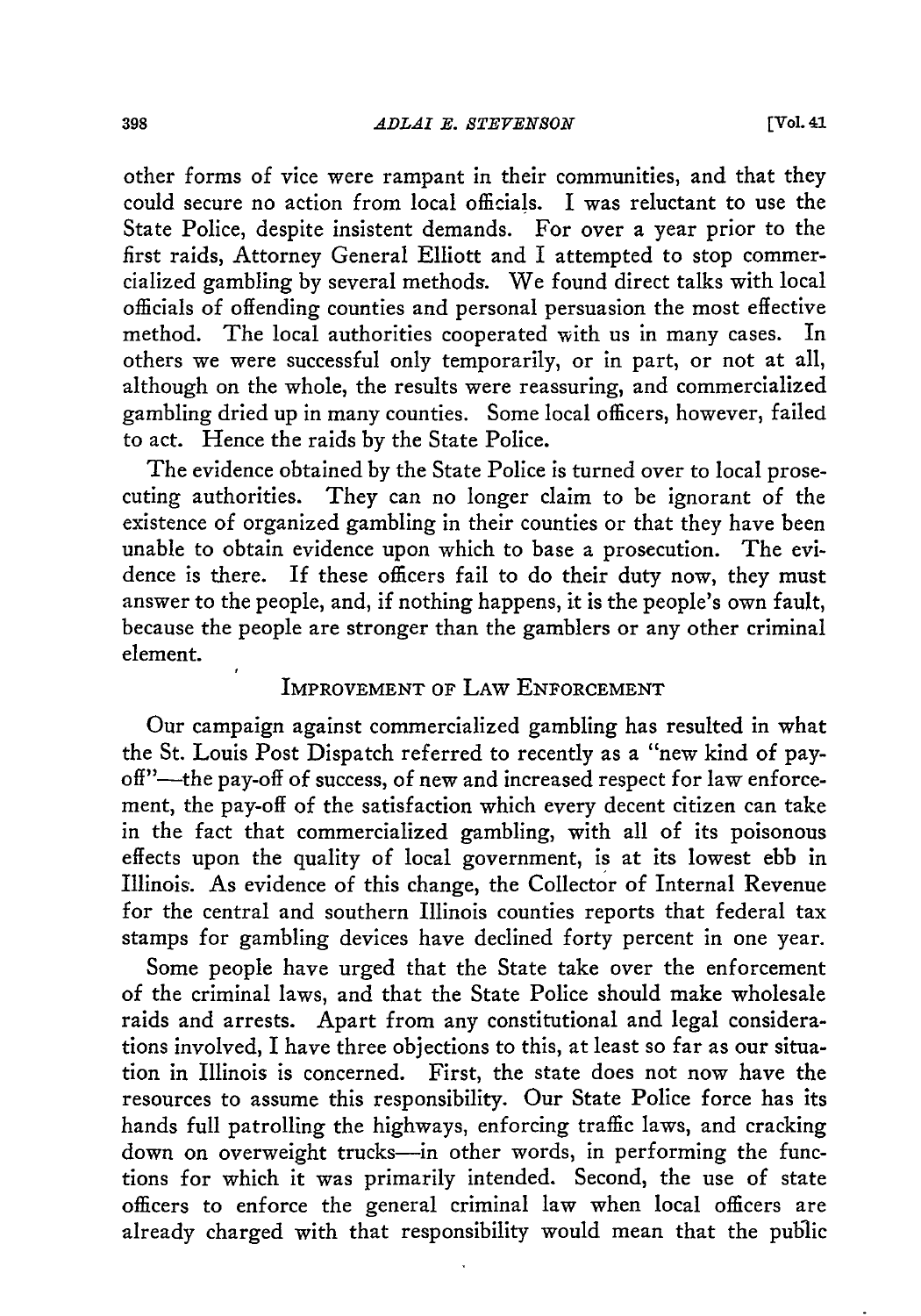other forms of vice were rampant in their communities, and that they could secure no action from local officials. I was reluctant to use the State Police, despite insistent demands. For over a year prior to the first raids, Attorney General Elliott and I attempted to stop commercialized gambling by several methods. We found direct talks with local officials of offending counties and personal persuasion the most effective method. The local authorities cooperated with us in many cases. In others we were successful only temporarily, or in part, or not at all, although on the whole, the results were reassuring, and commercialized gambling dried up in many counties. Some local officers, however, failed to act. Hence the raids by the State Police.

The evidence obtained by the State Police is turned over to local prosecuting authorities. They can no longer claim to be ignorant of the existence of organized gambling in their counties or that they have been unable to obtain evidence upon which to base a prosecution. The evidence is there. If these officers fail to do their duty now, they must answer to the people, and, if nothing happens, it is the people's own fault, because the people are stronger than the gamblers or any other criminal element.

## IMPROVEMENT OF LAW ENFORCEMENT

Our campaign against commercialized gambling has resulted in what the St. Louis Post Dispatch referred to recently as a "new kind of pay-off"—the pay-off of success, of new and increased respect for law enforcement, the pay-off of the satisfaction which every decent citizen can take in the fact that commercialized gambling, with all of its poisonous effects upon the quality of local government, is at its lowest ebb in Illinois. As evidence of this change, the Collector of Internal Revenue for the central and southern Illinois counties reports that federal tax stamps for gambling devices have declined forty percent in one year.

Some people have urged that the State take over the enforcement of the criminal laws, and that the State Police should make wholesale raids and arrests. Apart from any constitutional and legal considerations involved, I have three objections to this, at least so far as our situation in Illinois is concerned. First, the state does not now have the resources to assume this responsibility. Our State Police force has its hands full patrolling the highways, enforcing traffic laws, and cracking down on overweight trucks—in other words, in performing the functions for which it was primarily intended. Second, the use of state officers to enforce the general criminal law when local officers are already charged with that responsibility would mean that the public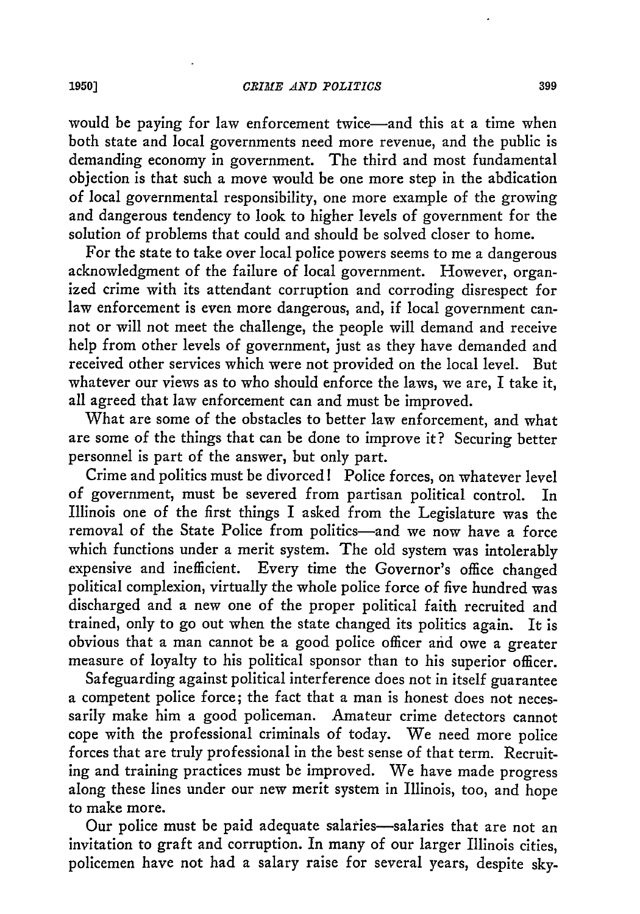would be paying for law enforcement twice—and this at a time when both state and local governments need more revenue, and the public is demanding economy in government. The third and most fundamental objection is that such a move would be one more step in the abdication of local governmental responsibility, one more example of the growing and dangerous tendency to look to higher levels of government for the solution of problems that could and should be solved closer to home.

For the state to take over local police powers seems to me a dangerous acknowledgment of the failure of local government. However, organized crime with its attendant corruption and corroding disrespect for law enforcement is even more dangerous, and, if local government cannot or will not meet the challenge, the people will demand and receive help from other levels of government, just as they have demanded and received other services which were not provided on the local level. But whatever our views as to who should enforce the laws, we are, I take it, all agreed that law enforcement can and must be improved.

What are some of the obstacles to better law enforcement, and what are some of the things that can be done to improve it? Securing better personnel is part of the answer, but only part.

Crime and politics must be divorced! Police forces, on whatever level of government, must be severed from partisan political control. In Illinois one of the first things I asked from the Legislature was the removal of the State Police from politics—and we now have a force which functions under a merit system. The old system was intolerably expensive and inefficient. Every time the Governor's office changed political complexion, virtually the whole police force of five hundred was discharged and a new one of the proper political faith recruited and trained, only to go out when the state changed its politics again. It is obvious that a man cannot be a good police officer and owe a greater measure of loyalty to his political sponsor than to his superior officer.

Safeguarding against political interference does not in itself guarantee a competent police force; the fact that a man is honest does not necessarily make him a good policeman. Amateur crime detectors cannot cope with the professional criminals of today. We need more police forces that are truly professional in the best sense of that term. Recruiting and training practices must be improved. We have made progress along these lines under our new merit system in Illinois, too, and hope to make more.

Our police must be paid adequate salaries—salaries that are not an invitation to graft and corruption. In many of our larger Illinois cities, policemen have not had a salary raise for several years, despite sky-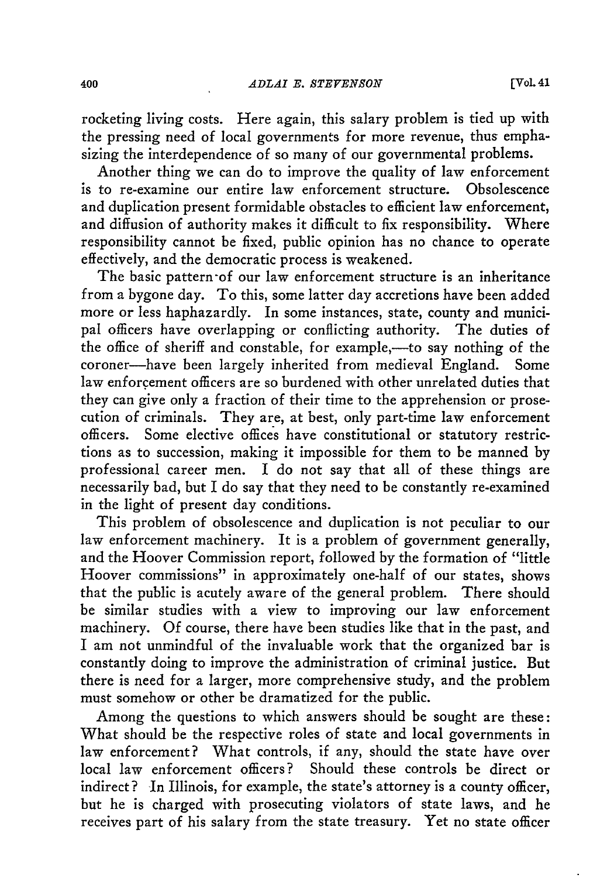rocketing living costs. Here again, this salary problem is tied up with the pressing need of local governments for more revenue, thus emphasizing the interdependence of so many of our governmental problems.

Another thing we can do to improve the quality of law enforcement is to re-examine our entire law enforcement structure. Obsolescence and duplication present formidable obstacles to efficient law enforcement, and diffusion of authority makes it difficult to fix responsibility. Where responsibility cannot be fixed, public opinion has no chance to operate effectively, and the democratic process is weakened.

The basic pattern of our law enforcement structure is an inheritance from a bygone day. To this, some latter day accretions have been added more or less haphazardly. In some instances, state, county and municipal officers have overlapping or conflicting authority. The duties of the office of sheriff and constable, for example,—to say nothing of the coroner—have been largely inherited from medieval England. Some law enforcement officers are so burdened with other unrelated duties that they can give only a fraction of their time to the apprehension or prosecution of criminals. They are, at best, only part-time law enforcement officers. Some elective offices have constitutional or statutory restrictions as to succession, making it impossible for them to be manned by professional career men. I do not say that all of these things are necessarily bad, but I do say that they need to be constantly re-examined in the light of present day conditions.

This problem of obsolescence and duplication is not peculiar to our law enforcement machinery. It is a problem of government generally, and the Hoover Commission report, followed by the formation of "little Hoover commissions" in approximately one-half of our states, shows that the public is acutely aware of the general problem. There should be similar studies with a view to improving our law enforcement machinery. Of course, there have been studies like that in the past, and I am not unmindful of the invaluable work that the organized bar is constantly doing to improve the administration of criminal justice. But there is need for a larger, more comprehensive study, and the problem must somehow or other be dramatized for the public.

Among the questions to which answers should be sought are these: What should be the respective roles of state and local governments in law enforcement? What controls, if any, should the state have over local law enforcement officers? Should these controls be direct or indirect? In Illinois, for example, the state's attorney is a county officer, but he is charged with prosecuting violators of state laws, and he receives part of his salary from the state treasury. Yet no state officer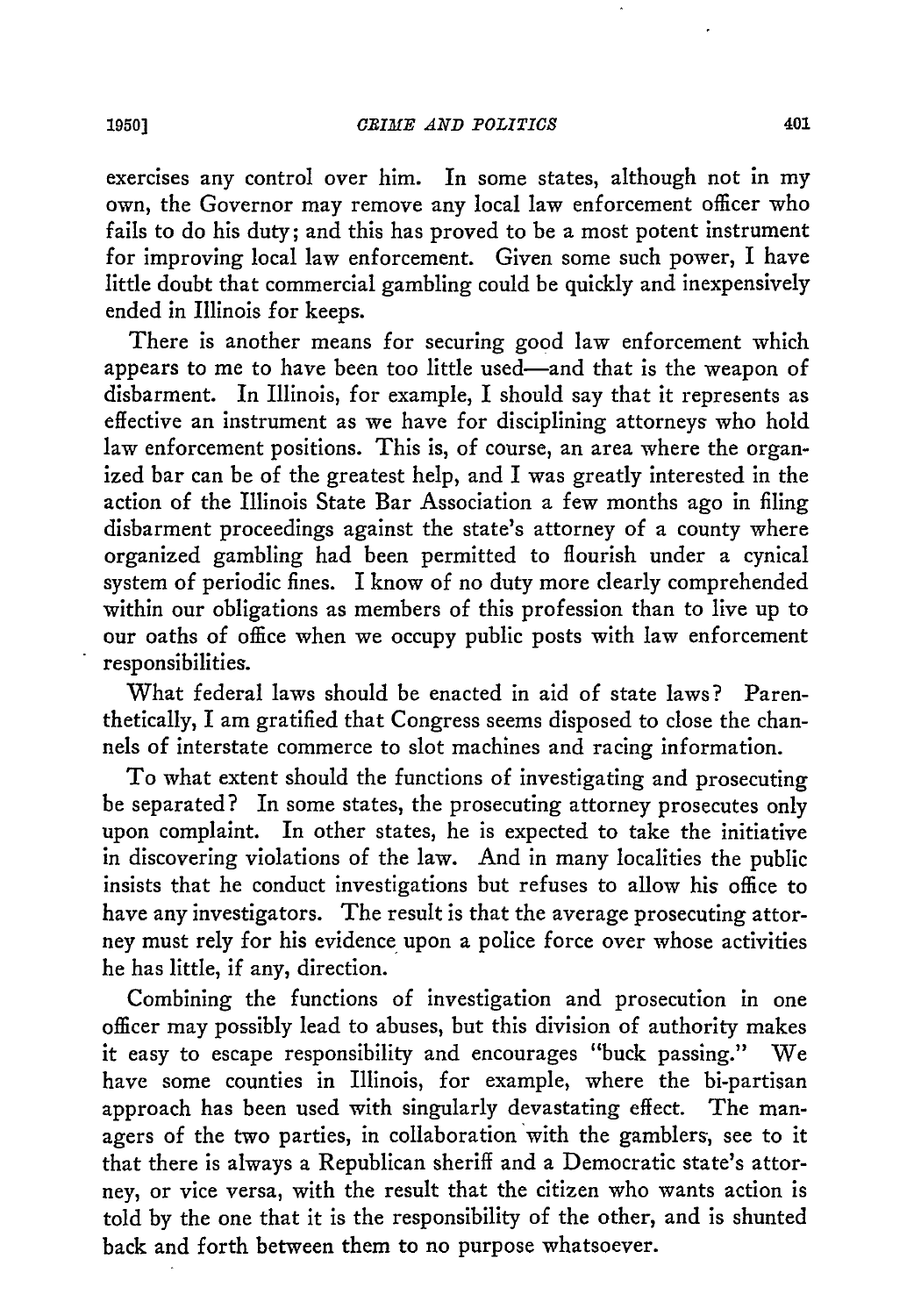exercises any control over him. In some states, although not in my own, the Governor may remove any local law enforcement officer who fails to do his duty; and this has proved to be a most potent instrument for improving local law enforcement. Given some such power, I have little doubt that commercial gambling could be quickly and inexpensively ended in Illinois for keeps.

There is another means for securing good law enforcement which appears to me to have been too little used—and that is the weapon of disbarment. In Illinois, for example, I should say that it represents as effective an instrument as we have for disciplining attorneys who hold law enforcement positions. This is, of course, an area where the organized bar can be of the greatest help, and I was greatly interested in the action of the Illinois State Bar Association a few months ago in filing disbarment proceedings against the state's attorney of a county where organized gambling had been permitted to flourish under a cynical system of periodic fines. I know of no duty more clearly comprehended within our obligations as members of this profession than to live up to our oaths of office when we occupy public posts with law enforcement responsibilities.

What federal laws should be enacted in aid of state laws? Parenthetically, I am gratified that Congress seems disposed to close the channels of interstate commerce to slot machines and racing information.

To what extent should the functions of investigating and prosecuting be separated? In some states, the prosecuting attorney prosecutes only upon complaint. In other states, he is expected to take the initiative in discovering violations of the law. And in many localities the public insists that he conduct investigations but refuses to allow his office to have any investigators. The result is that the average prosecuting attorney must rely for his evidence upon a police force over whose activities he has little, if any, direction.

Combining the functions of investigation and prosecution in one officer may possibly lead to abuses, but this division of authority makes it easy to escape responsibility and encourages "buck passing." We have some counties in Illinois, for example, where the bi-partisan approach has been used with singularly devastating effect. The managers of the two parties, in collaboration with the gamblers, see to it that there is always a Republican sheriff and a Democratic state's attorney, or vice versa, with the result that the citizen who wants action is told by the one that it is the responsibility of the other, and is shunted back and forth between them to no purpose whatsoever.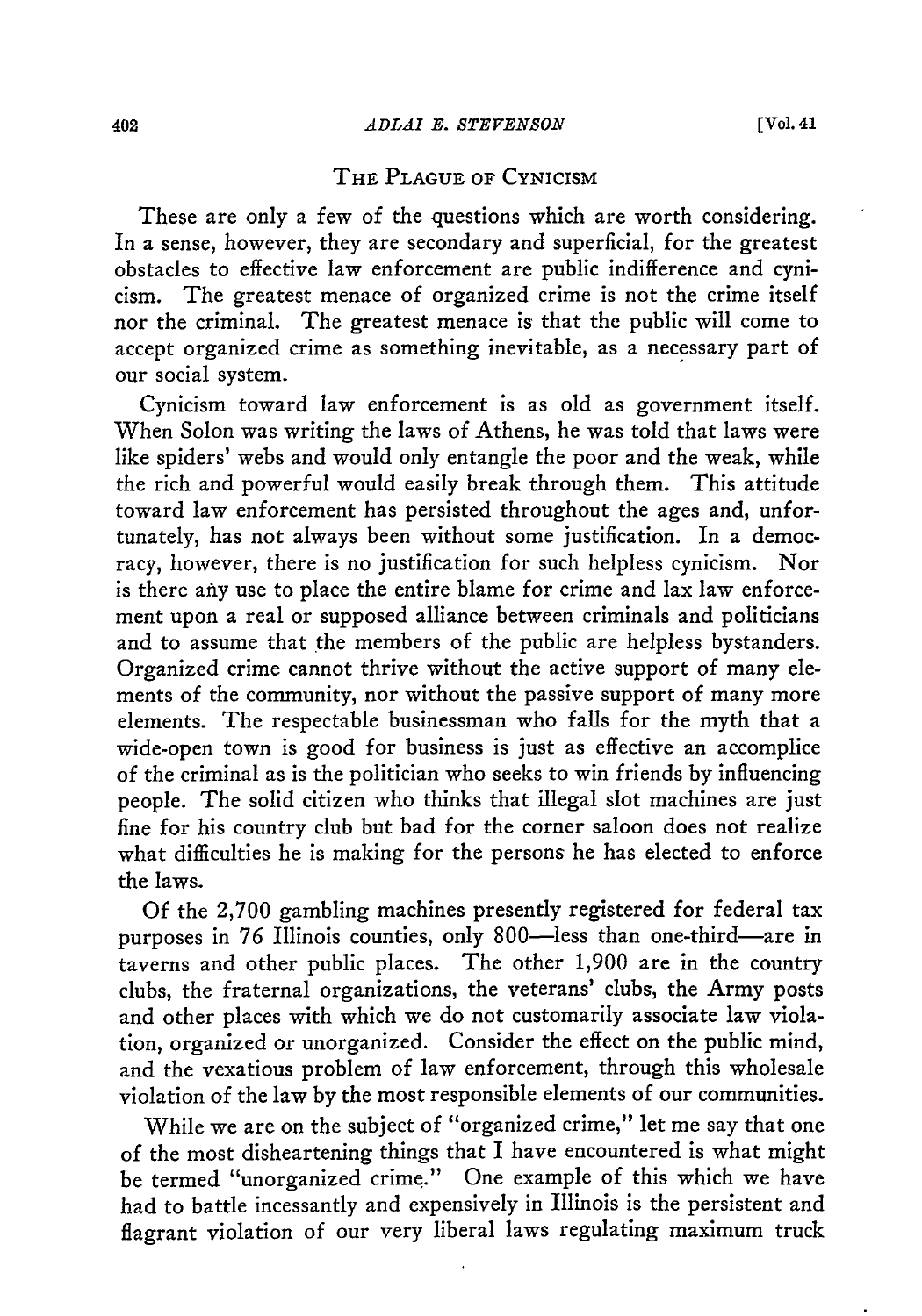## The Plague of Cynicism

These are only a few of the questions which are worth considering. In a sense, however, they are secondary and superficial, for the greatest obstacles to effective law enforcement are public indifference and cynicism. The greatest menace of organized crime is not the crime itself nor the criminal. The greatest menace is that the public will come to accept organized crime as something inevitable, as a necessary part of our social system.

Cynicism toward law enforcement is as old as government itself. When Solon was writing the laws of Athens, he was told that laws were like spiders' webs and would only entangle the poor and the weak, while the rich and powerful would easily break through them. This attitude toward law enforcement has persisted throughout the ages and, unfortunately, has not always been without some justification. In a democracy, however, there is no justification for such helpless cynicism. Nor is there any use to place the entire blame for crime and lax law enforcement upon a real or supposed alliance between criminals and politicians and to assume that the members of the public are helpless bystanders. Organized crime cannot thrive without the active support of many elements of the community, nor without the passive support of many more elements. The respectable businessman who falls for the myth that a wide-open town is good for business is just as effective an accomplice of the criminal as is the politician who seeks to win friends by influencing people. The solid citizen who thinks that illegal slot machines are just fine for his country club but bad for the corner saloon does not realize what difficulties he is making for the persons he has elected to enforce the laws.

Of the 2,700 gambling machines presently registered for federal tax purposes in 76 Illinois counties, only 800—less than one-third—are in taverns and other public places. The other 1,900 are in the country clubs, the fraternal organizations, the veterans' clubs, the Army posts and other places with which we do not customarily associate law violation, organized or unorganized. Consider the effect on the public mind, and the vexatious problem of law enforcement, through this wholesale violation of the law by the most responsible elements of our communities.

While we are on the subject of "organized crime," let me say that one of the most disheartening things that I have encountered is what might be termed "unorganized crime." One example of this which we have had to battle incessantly and expensively in Illinois is the persistent and flagrant violation of our very liberal laws regulating maximum truck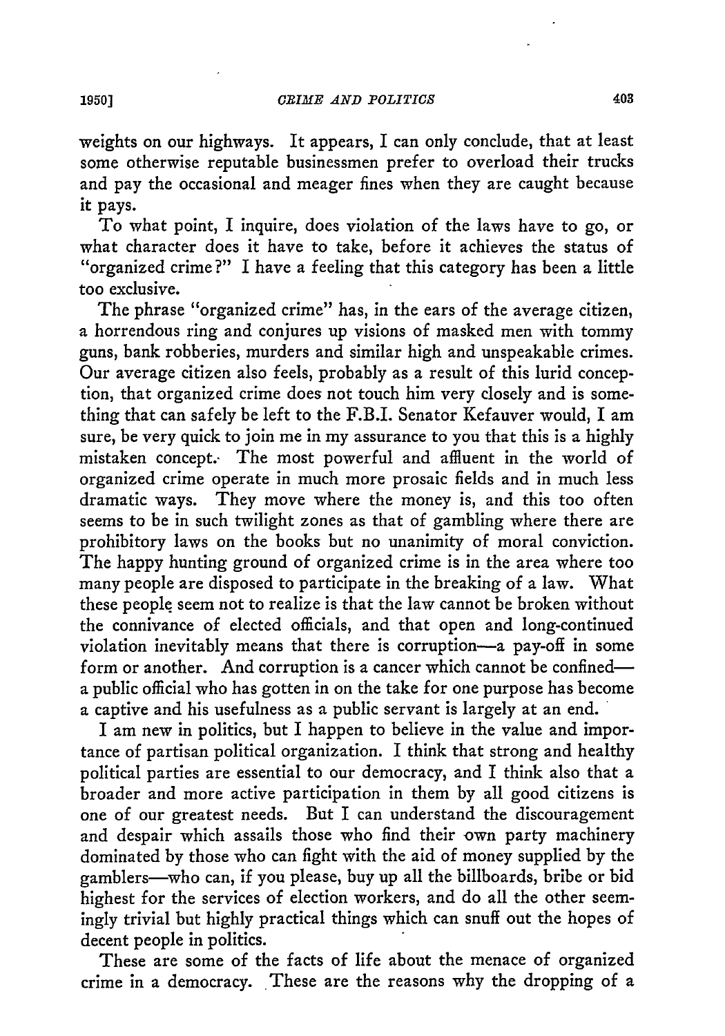weights on our highways. It appears, I can only conclude, that at least some otherwise reputable businessmen prefer to overload their trucks and pay the occasional and meager fines when they are caught because it pays.

To what point, I inquire, does violation of the laws have to go, or what character does it have to take, before it achieves the status of "organized crime?" I have a feeling that this category has been a little too exclusive.

The phrase "organized crime" has, in the ears of the average citizen, a horrendous ring and conjures up visions of masked men with tommy guns, bank robberies, murders and similar high and unspeakable crimes. Our average citizen also feels, probably as a result of this lurid conception, that organized crime does not touch him very closely and is something that can safely be left to the F.B.I. Senator Kefauver would, I am sure, be very quick to join me in my assurance to you that this is a highly mistaken concept. The most powerful and affluent in the world of organized crime operate in much more prosaic fields and in much less dramatic ways. They move where the money is, and this too often seems to be in such twilight zones as that of gambling where there are prohibitory laws on the books but no unanimity of moral conviction. The happy hunting ground of organized crime is in the area where too many people are disposed to participate in the breaking of a law. What these people seem not to realize is that the law cannot be broken without the connivance of elected officials, and that open and long-continued violation inevitably means that there is corruption—a pay-off in some form or another. And corruption is a cancer which cannot be confined—a public official who has gotten in on the take for one purpose has become a captive and his usefulness as a public servant is largely at an end.

I am new in politics, but I happen to believe in the value and importance of partisan political organization. I think that strong and healthy political parties are essential to our democracy, and I think also that a broader and more active participation in them by all good citizens is one of our greatest needs. But I can understand the discouragement and despair which assails those who find their own party machinery dominated by those who can fight with the aid of money supplied by the gamblers—who can, if you please, buy up all the billboards, bribe or bid highest for the services of election workers, and do all the other seemingly trivial but highly practical things which can snuff out the hopes of decent people in politics.

These are some of the facts of life about the menace of organized crime in a democracy. These are the reasons why the dropping of a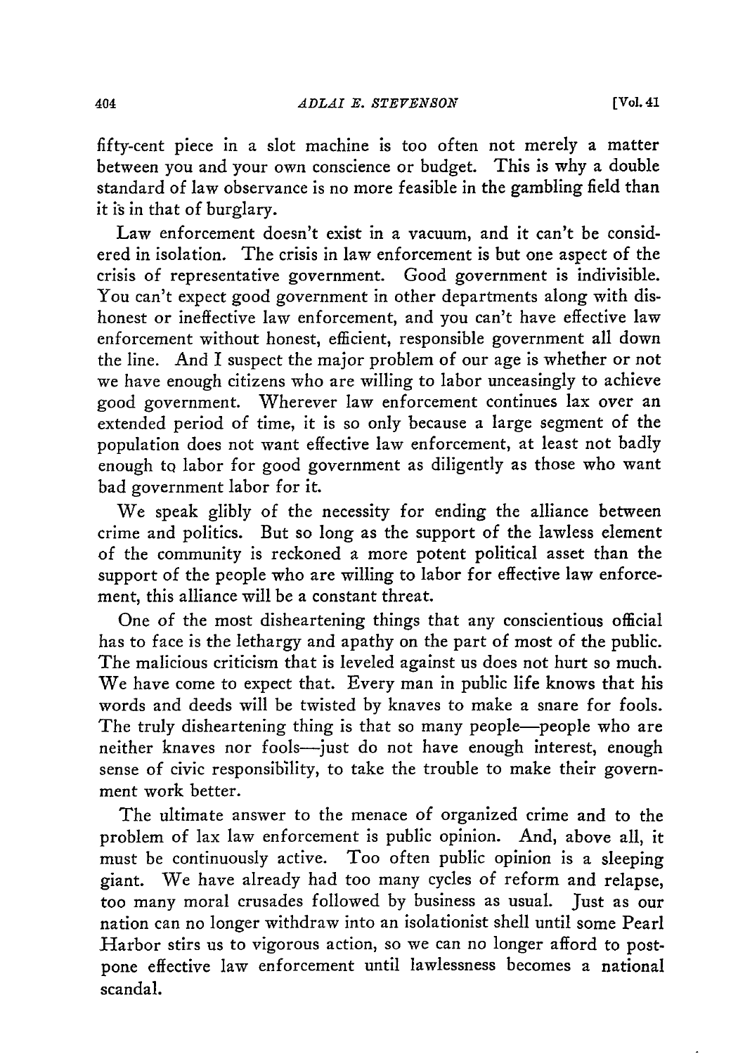fifty-cent piece in a slot machine is too often not merely a matter between you and your own conscience or budget. This is why a double standard of law observance is no more feasible in the gambling field than it is in that of burglary.

Law enforcement doesn't exist in a vacuum, and it can't be considered in isolation. The crisis in law enforcement is but one aspect of the crisis of representative government. Good government is indivisible. You can't expect good government in other departments along with dishonest or ineffective law enforcement, and you can't have effective law enforcement without honest, efficient, responsible government all down the line. And I suspect the major problem of our age is whether or not we have enough citizens who are willing to labor unceasingly to achieve good government. Wherever law enforcement continues lax over an extended period of time, it is so only because a large segment of the population does not want effective law enforcement, at least not badly enough to labor for good government as diligently as those who want bad government labor for it.

We speak glibly of the necessity for ending the alliance between crime and politics. But so long as the support of the lawless element of the community is reckoned a more potent political asset than the support of the people who are willing to labor for effective law enforcement, this alliance will be a constant threat.

One of the most disheartening things that any conscientious official has to face is the lethargy and apathy on the part of most of the public. The malicious criticism that is leveled against us does not hurt so much. We have come to expect that. Every man in public life knows that his words and deeds will be twisted by knaves to make a snare for fools. The truly disheartening thing is that so many people—people who are neither knaves nor fools—just do not have enough interest, enough sense of civic responsibility, to take the trouble to make their government work better.

The ultimate answer to the menace of organized crime and to the problem of lax law enforcement is public opinion. And, above all, it must be continuously active. Too often public opinion is a sleeping giant. We have already had too many cycles of reform and relapse, too many moral crusades followed by business as usual. Just as our nation can no longer withdraw into an isolationist shell until some Pearl Harbor stirs us to vigorous action, so we can no longer afford to postpone effective law enforcement until lawlessness becomes a national scandal.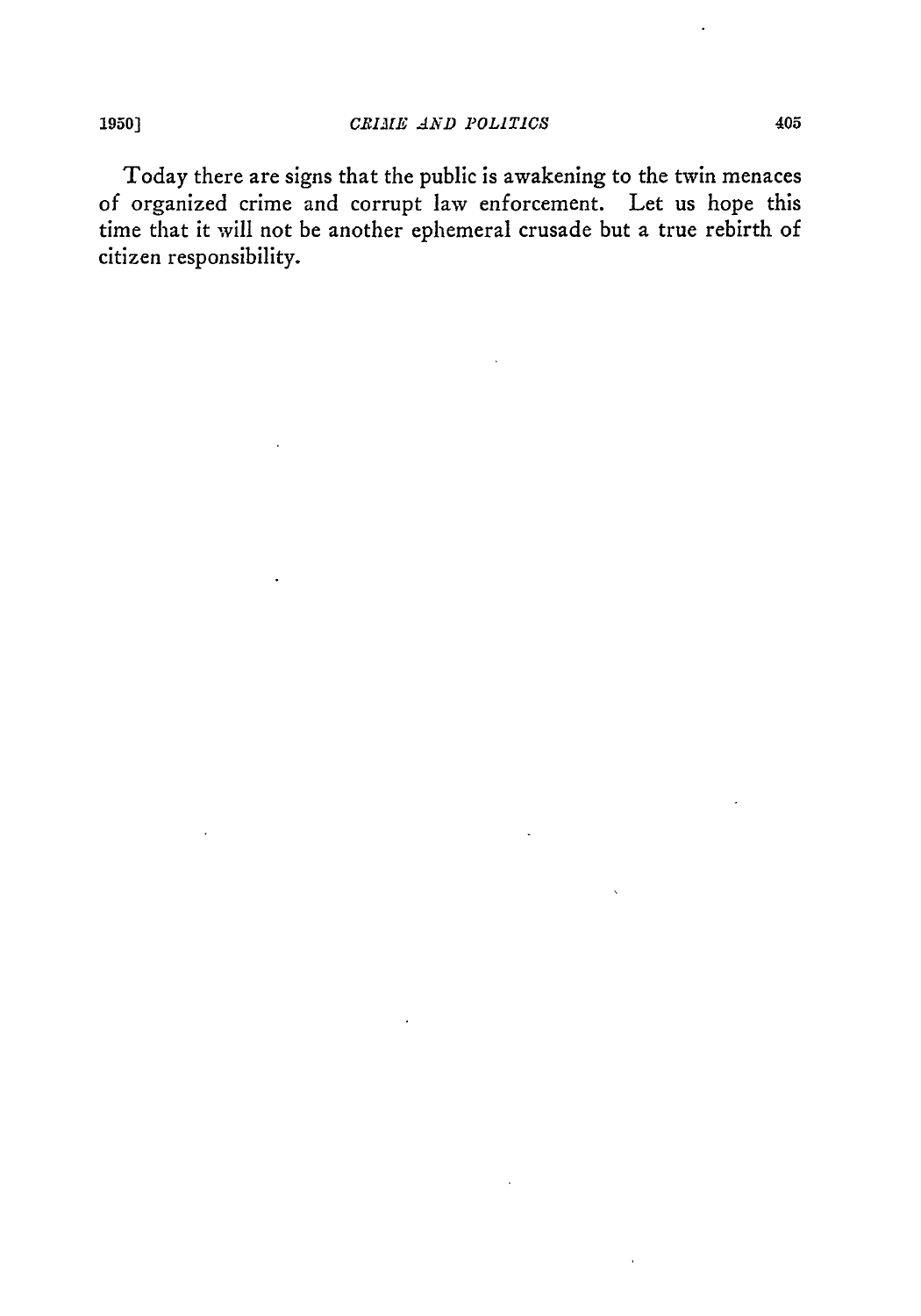Today there are signs that the public is awakening to the twin menaces of organized crime and corrupt law enforcement. Let us hope this time that it will not be another ephemeral crusade but a true rebirth of citizen responsibility.